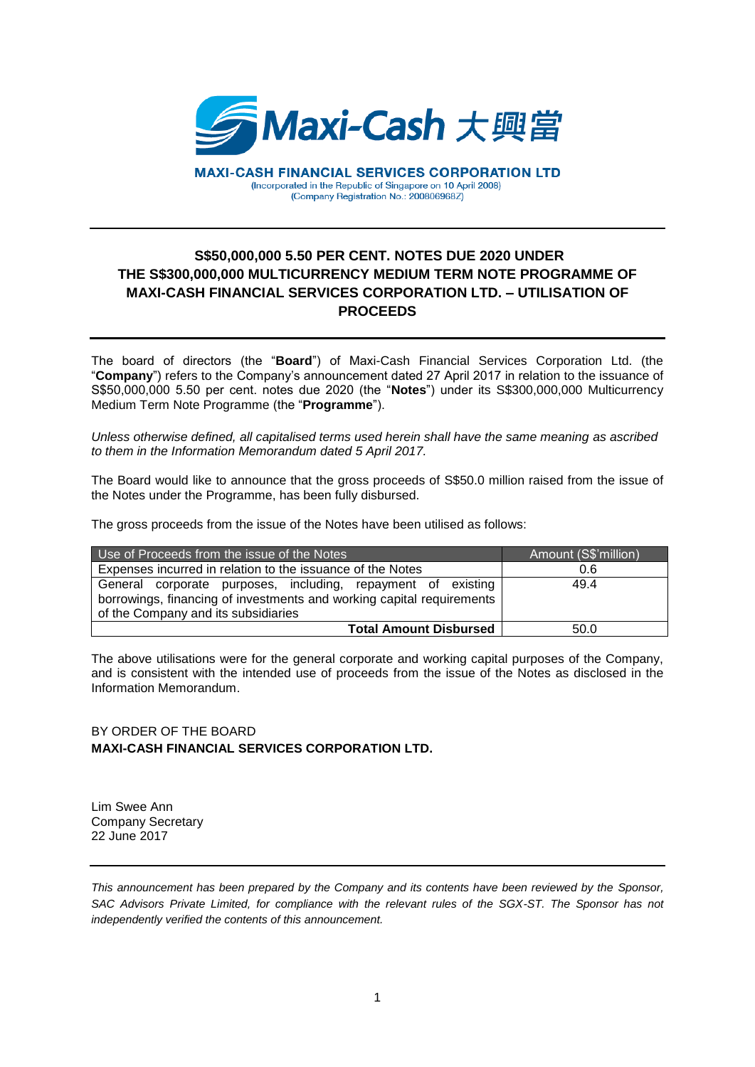**MAXI-CASH FINANCIAL SERVICES CORPORATION LTD**
(Incorporated in the Republic of Singapore on 10 April 2008)
(Company Registration No.: 200806968Z)

## S$50,000,000 5.50 PER CENT. NOTES DUE 2020 UNDER THE S$300,000,000 MULTICURRENCY MEDIUM TERM NOTE PROGRAMME OF MAXI-CASH FINANCIAL SERVICES CORPORATION LTD. – UTILISATION OF PROCEEDS

The board of directors (the "**Board**") of Maxi-Cash Financial Services Corporation Ltd. (the "**Company**") refers to the Company's announcement dated 27 April 2017 in relation to the issuance of S$50,000,000 5.50 per cent. notes due 2020 (the "**Notes**") under its S$300,000,000 Multicurrency Medium Term Note Programme (the "**Programme**").

*Unless otherwise defined, all capitalised terms used herein shall have the same meaning as ascribed to them in the Information Memorandum dated 5 April 2017.*

The Board would like to announce that the gross proceeds of S$50.0 million raised from the issue of the Notes under the Programme, has been fully disbursed.

The gross proceeds from the issue of the Notes have been utilised as follows:

| Use of Proceeds from the issue of the Notes | Amount (S$'million) |
|---|---|
| Expenses incurred in relation to the issuance of the Notes | 0.6 |
| General corporate purposes, including, repayment of existing borrowings, financing of investments and working capital requirements of the Company and its subsidiaries | 49.4 |
| **Total Amount Disbursed** | 50.0 |

The above utilisations were for the general corporate and working capital purposes of the Company, and is consistent with the intended use of proceeds from the issue of the Notes as disclosed in the Information Memorandum.

BY ORDER OF THE BOARD
**MAXI-CASH FINANCIAL SERVICES CORPORATION LTD.**

Lim Swee Ann
Company Secretary
22 June 2017

*This announcement has been prepared by the Company and its contents have been reviewed by the Sponsor, SAC Advisors Private Limited, for compliance with the relevant rules of the SGX-ST. The Sponsor has not independently verified the contents of this announcement.*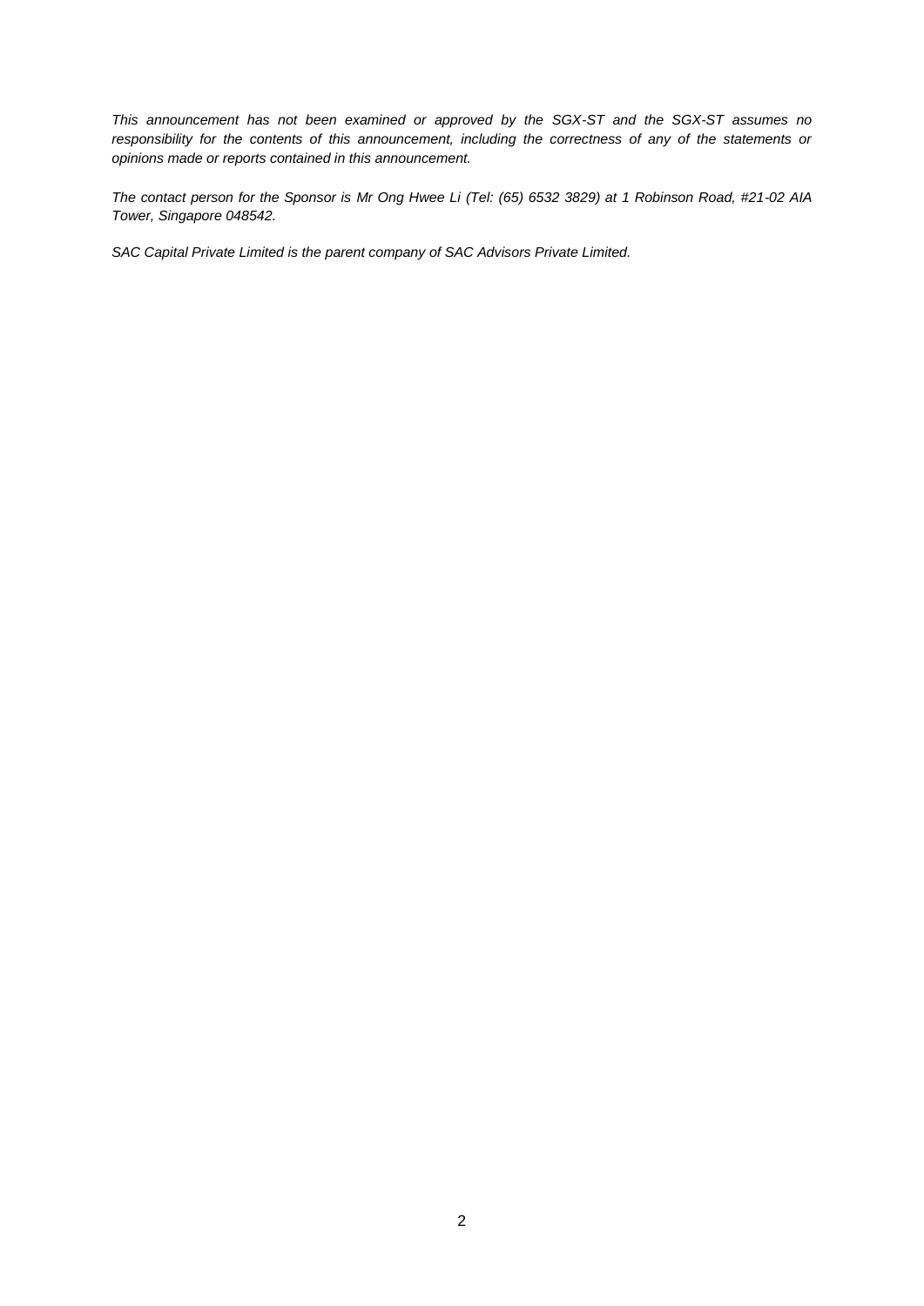*This announcement has not been examined or approved by the SGX-ST and the SGX-ST assumes no responsibility for the contents of this announcement, including the correctness of any of the statements or opinions made or reports contained in this announcement.*

*The contact person for the Sponsor is Mr Ong Hwee Li (Tel: (65) 6532 3829) at 1 Robinson Road, #21-02 AIA Tower, Singapore 048542.*

*SAC Capital Private Limited is the parent company of SAC Advisors Private Limited.*